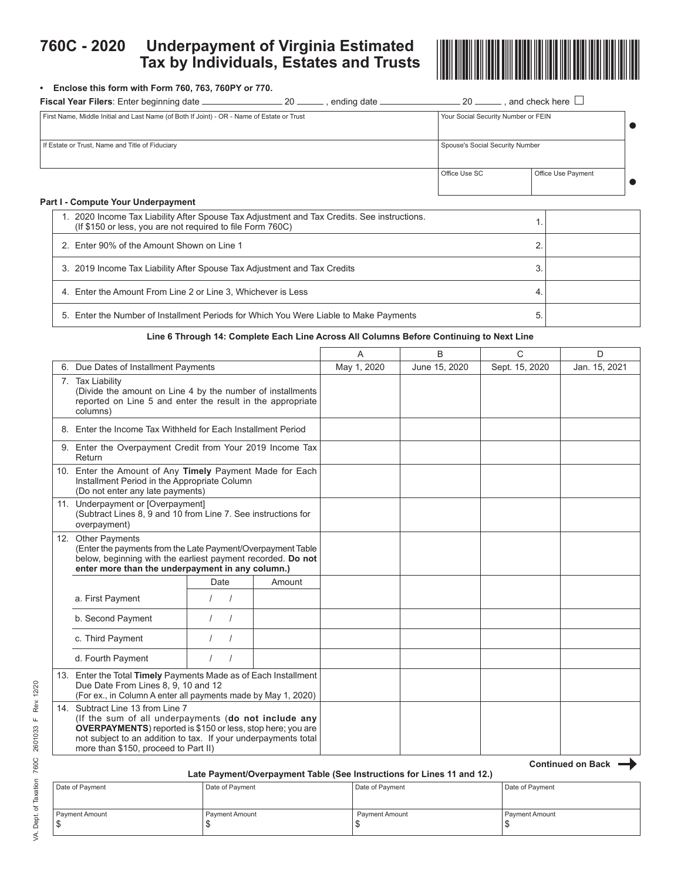# 760C - 2020 Underpayment of Virginia Estimated Tax by Individuals, Estates and Trusts

- **Enclose this form with Form 760, 763, 760PY or 770.**

**Fiscal Year Filers**: Enter beginning date ________________ 20 ______ , ending date ________________ 20 ______ , and check here ☐

| First Name, Middle Initial and Last Name (of Both If Joint) - OR - Name of Estate or Trust | Your Social Security Number or FEIN | |
|---|---|---|
| If Estate or Trust, Name and Title of Fiduciary | Spouse's Social Security Number | |
| | Office Use SC | Office Use Payment |

### Part I - Compute Your Underpayment

| | | |
|---|---|---|
| 1. 2020 Income Tax Liability After Spouse Tax Adjustment and Tax Credits. See instructions. (If $150 or less, you are not required to file Form 760C) | 1. | |
| 2. Enter 90% of the Amount Shown on Line 1 | 2. | |
| 3. 2019 Income Tax Liability After Spouse Tax Adjustment and Tax Credits | 3. | |
| 4. Enter the Amount From Line 2 or Line 3, Whichever is Less | 4. | |
| 5. Enter the Number of Installment Periods for Which You Were Liable to Make Payments | 5. | |

**Line 6 Through 14: Complete Each Line Across All Columns Before Continuing to Next Line**

| | | | A | B | C | D |
|---|---|---|---|---|---|---|
| 6. Due Dates of Installment Payments | | | May 1, 2020 | June 15, 2020 | Sept. 15, 2020 | Jan. 15, 2021 |
| 7. Tax Liability (Divide the amount on Line 4 by the number of installments reported on Line 5 and enter the result in the appropriate columns) | | | | | | |
| 8. Enter the Income Tax Withheld for Each Installment Period | | | | | | |
| 9. Enter the Overpayment Credit from Your 2019 Income Tax Return | | | | | | |
| 10. Enter the Amount of Any **Timely** Payment Made for Each Installment Period in the Appropriate Column (Do not enter any late payments) | | | | | | |
| 11. Underpayment or [Overpayment] (Subtract Lines 8, 9 and 10 from Line 7. See instructions for overpayment) | | | | | | |
| 12. Other Payments (Enter the payments from the Late Payment/Overpayment Table below, beginning with the earliest payment recorded. **Do not enter more than the underpayment in any column.)** | | | | | | |
| | Date | Amount | | | | |
| a. First Payment | / / | | | | | |
| b. Second Payment | / / | | | | | |
| c. Third Payment | / / | | | | | |
| d. Fourth Payment | / / | | | | | |
| 13. Enter the Total **Timely** Payments Made as of Each Installment Due Date From Lines 8, 9, 10 and 12 (For ex., in Column A enter all payments made by May 1, 2020) | | | | | | |
| 14. Subtract Line 13 from Line 7 (If the sum of all underpayments (**do not include any OVERPAYMENTS**) reported is $150 or less, stop here; you are not subject to an addition to tax. If your underpayments total more than $150, proceed to Part II) | | | | | | |

**Continued on Back** →

**Late Payment/Overpayment Table (See Instructions for Lines 11 and 12.)**

| Date of Payment | Date of Payment | Date of Payment | Date of Payment |
|---|---|---|---|
| Payment Amount $ | Payment Amount $ | Payment Amount $ | Payment Amount $ |

VA. Dept. of Taxation 760C 2601033 F Rev. 12/20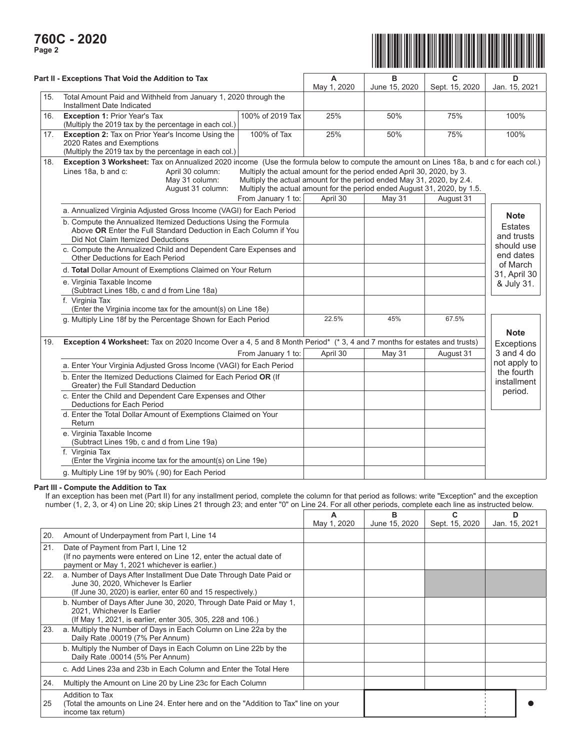# 760C - 2020

Page 2

## Part II - Exceptions That Void the Addition to Tax

| | | | A May 1, 2020 | B June 15, 2020 | C Sept. 15, 2020 | D Jan. 15, 2021 |
|---|---|---|---|---|---|---|
| 15. | Total Amount Paid and Withheld from January 1, 2020 through the Installment Date Indicated | | | | | |
| 16. | **Exception 1:** Prior Year's Tax (Multiply the 2019 tax by the percentage in each col.) | 100% of 2019 Tax | 25% | 50% | 75% | 100% |
| 17. | **Exception 2:** Tax on Prior Year's Income Using the 2020 Rates and Exemptions (Multiply the 2019 tax by the percentage in each col.) | 100% of Tax | 25% | 50% | 75% | 100% |

**18. Exception 3 Worksheet:** Tax on Annualized 2020 income (Use the formula below to compute the amount on Lines 18a, b and c for each col.)

Lines 18a, b and c:
- April 30 column: Multiply the actual amount for the period ended April 30, 2020, by 3.
- May 31 column: Multiply the actual amount for the period ended May 31, 2020, by 2.4.
- August 31 column: Multiply the actual amount for the period ended August 31, 2020, by 1.5.

| From January 1 to: | April 30 | May 31 | August 31 |
|---|---|---|---|
| a. Annualized Virginia Adjusted Gross Income (VAGI) for Each Period | | | |
| b. Compute the Annualized Itemized Deductions Using the Formula Above **OR** Enter the Full Standard Deduction in Each Column if You Did Not Claim Itemized Deductions | | | |
| c. Compute the Annualized Child and Dependent Care Expenses and Other Deductions for Each Period | | | |
| d. **Total** Dollar Amount of Exemptions Claimed on Your Return | | | |
| e. Virginia Taxable Income (Subtract Lines 18b, c and d from Line 18a) | | | |
| f. Virginia Tax (Enter the Virginia income tax for the amount(s) on Line 18e) | | | |
| g. Multiply Line 18f by the Percentage Shown for Each Period | 22.5% | 45% | 67.5% |

**Note:** Estates and trusts should use end dates of March 31, April 30 & July 31.

**19. Exception 4 Worksheet:** Tax on 2020 Income Over a 4, 5 and 8 Month Period* (* 3, 4 and 7 months for estates and trusts)

| From January 1 to: | April 30 | May 31 | August 31 |
|---|---|---|---|
| a. Enter Your Virginia Adjusted Gross Income (VAGI) for Each Period | | | |
| b. Enter the Itemized Deductions Claimed for Each Period **OR** (If Greater) the Full Standard Deduction | | | |
| c. Enter the Child and Dependent Care Expenses and Other Deductions for Each Period | | | |
| d. Enter the Total Dollar Amount of Exemptions Claimed on Your Return | | | |
| e. Virginia Taxable Income (Subtract Lines 19b, c and d from Line 19a) | | | |
| f. Virginia Tax (Enter the Virginia income tax for the amount(s) on Line 19e) | | | |
| g. Multiply Line 19f by 90% (.90) for Each Period | | | |

**Note:** Exceptions 3 and 4 do not apply to the fourth installment period.

## Part III - Compute the Addition to Tax

If an exception has been met (Part II) for any installment period, complete the column for that period as follows: write "Exception" and the exception number (1, 2, 3, or 4) on Line 20; skip Lines 21 through 23; and enter "0" on Line 24. For all other periods, complete each line as instructed below.

| | | A May 1, 2020 | B June 15, 2020 | C Sept. 15, 2020 | D Jan. 15, 2021 |
|---|---|---|---|---|---|
| 20. | Amount of Underpayment from Part I, Line 14 | | | | |
| 21. | Date of Payment from Part I, Line 12 (If no payments were entered on Line 12, enter the actual date of payment or May 1, 2021 whichever is earlier.) | | | | |
| 22. | a. Number of Days After Installment Due Date Through Date Paid or June 30, 2020, Whichever Is Earlier (If June 30, 2020) is earlier, enter 60 and 15 respectively.) | | | | |
| | b. Number of Days After June 30, 2020, Through Date Paid or May 1, 2021, Whichever Is Earlier (If May 1, 2021, is earlier, enter 305, 305, 228 and 106.) | | | | |
| 23. | a. Multiply the Number of Days in Each Column on Line 22a by the Daily Rate .00019 (7% Per Annum) | | | | |
| | b. Multiply the Number of Days in Each Column on Line 22b by the Daily Rate .00014 (5% Per Annum) | | | | |
| | c. Add Lines 23a and 23b in Each Column and Enter the Total Here | | | | |
| 24. | Multiply the Amount on Line 20 by Line 23c for Each Column | | | | |
| 25 | Addition to Tax (Total the amounts on Line 24. Enter here and on the "Addition to Tax" line on your income tax return) | | | | |